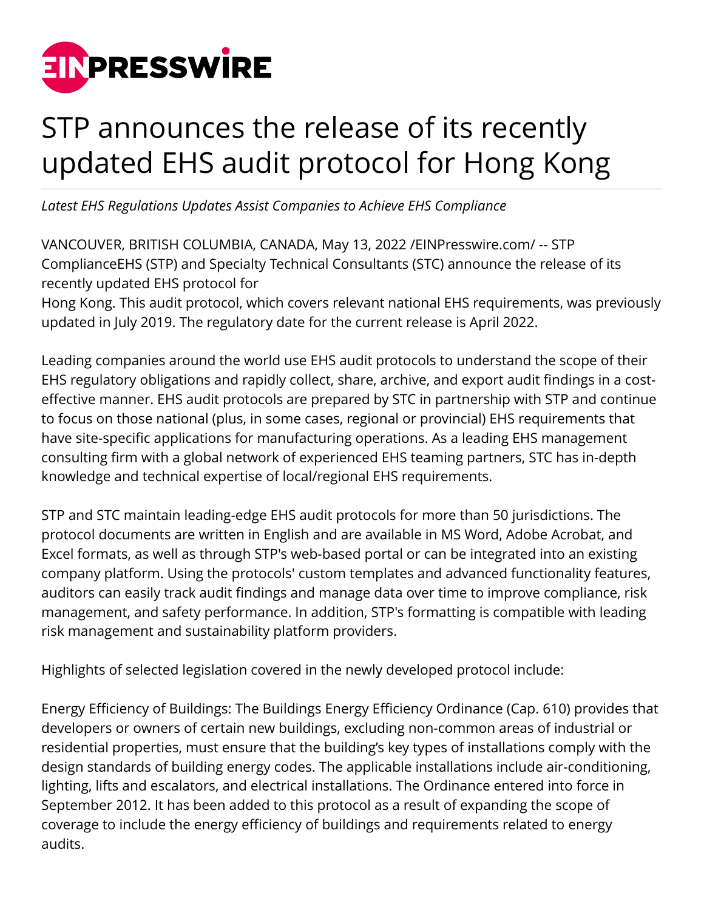# STP announces the release of its recently updated EHS audit protocol for Hong Kong

*Latest EHS Regulations Updates Assist Companies to Achieve EHS Compliance*

VANCOUVER, BRITISH COLUMBIA, CANADA, May 13, 2022 /EINPresswire.com/ -- STP ComplianceEHS (STP) and Specialty Technical Consultants (STC) announce the release of its recently updated EHS protocol for Hong Kong. This audit protocol, which covers relevant national EHS requirements, was previously updated in July 2019. The regulatory date for the current release is April 2022.

Leading companies around the world use EHS audit protocols to understand the scope of their EHS regulatory obligations and rapidly collect, share, archive, and export audit findings in a cost-effective manner. EHS audit protocols are prepared by STC in partnership with STP and continue to focus on those national (plus, in some cases, regional or provincial) EHS requirements that have site-specific applications for manufacturing operations. As a leading EHS management consulting firm with a global network of experienced EHS teaming partners, STC has in-depth knowledge and technical expertise of local/regional EHS requirements.

STP and STC maintain leading-edge EHS audit protocols for more than 50 jurisdictions. The protocol documents are written in English and are available in MS Word, Adobe Acrobat, and Excel formats, as well as through STP's web-based portal or can be integrated into an existing company platform. Using the protocols' custom templates and advanced functionality features, auditors can easily track audit findings and manage data over time to improve compliance, risk management, and safety performance. In addition, STP's formatting is compatible with leading risk management and sustainability platform providers.

Highlights of selected legislation covered in the newly developed protocol include:

Energy Efficiency of Buildings: The Buildings Energy Efficiency Ordinance (Cap. 610) provides that developers or owners of certain new buildings, excluding non-common areas of industrial or residential properties, must ensure that the building's key types of installations comply with the design standards of building energy codes. The applicable installations include air-conditioning, lighting, lifts and escalators, and electrical installations. The Ordinance entered into force in September 2012. It has been added to this protocol as a result of expanding the scope of coverage to include the energy efficiency of buildings and requirements related to energy audits.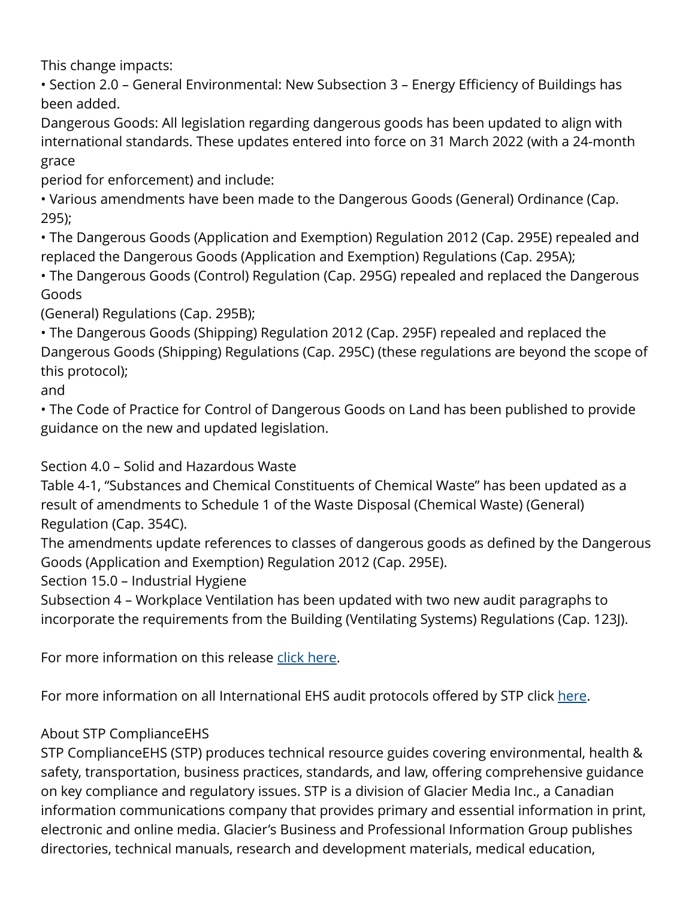This change impacts:

- Section 2.0 – General Environmental: New Subsection 3 – Energy Efficiency of Buildings has been added.

Dangerous Goods: All legislation regarding dangerous goods has been updated to align with international standards. These updates entered into force on 31 March 2022 (with a 24-month grace period for enforcement) and include:

- Various amendments have been made to the Dangerous Goods (General) Ordinance (Cap. 295);
- The Dangerous Goods (Application and Exemption) Regulation 2012 (Cap. 295E) repealed and replaced the Dangerous Goods (Application and Exemption) Regulations (Cap. 295A);
- The Dangerous Goods (Control) Regulation (Cap. 295G) repealed and replaced the Dangerous Goods (General) Regulations (Cap. 295B);
- The Dangerous Goods (Shipping) Regulation 2012 (Cap. 295F) repealed and replaced the Dangerous Goods (Shipping) Regulations (Cap. 295C) (these regulations are beyond the scope of this protocol);

and

- The Code of Practice for Control of Dangerous Goods on Land has been published to provide guidance on the new and updated legislation.

Section 4.0 – Solid and Hazardous Waste

Table 4-1, "Substances and Chemical Constituents of Chemical Waste" has been updated as a result of amendments to Schedule 1 of the Waste Disposal (Chemical Waste) (General) Regulation (Cap. 354C).

The amendments update references to classes of dangerous goods as defined by the Dangerous Goods (Application and Exemption) Regulation 2012 (Cap. 295E).

Section 15.0 – Industrial Hygiene

Subsection 4 – Workplace Ventilation has been updated with two new audit paragraphs to incorporate the requirements from the Building (Ventilating Systems) Regulations (Cap. 123J).

For more information on this release [click here](#).

For more information on all International EHS audit protocols offered by STP click [here](#).

About STP ComplianceEHS

STP ComplianceEHS (STP) produces technical resource guides covering environmental, health & safety, transportation, business practices, standards, and law, offering comprehensive guidance on key compliance and regulatory issues. STP is a division of Glacier Media Inc., a Canadian information communications company that provides primary and essential information in print, electronic and online media. Glacier's Business and Professional Information Group publishes directories, technical manuals, research and development materials, medical education,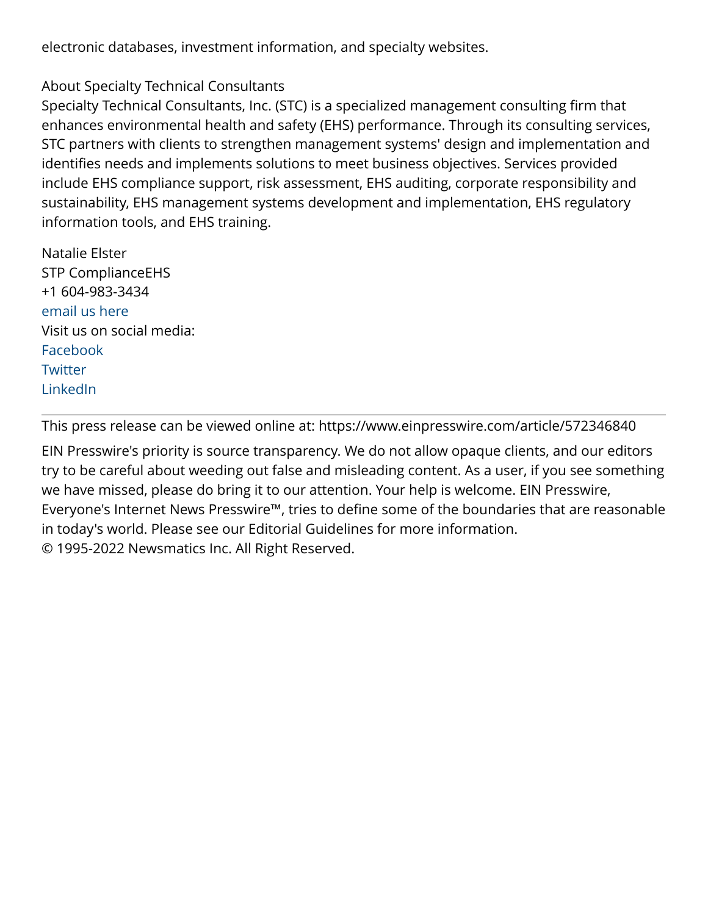electronic databases, investment information, and specialty websites.

About Specialty Technical Consultants
Specialty Technical Consultants, Inc. (STC) is a specialized management consulting firm that enhances environmental health and safety (EHS) performance. Through its consulting services, STC partners with clients to strengthen management systems' design and implementation and identifies needs and implements solutions to meet business objectives. Services provided include EHS compliance support, risk assessment, EHS auditing, corporate responsibility and sustainability, EHS management systems development and implementation, EHS regulatory information tools, and EHS training.

Natalie Elster
STP ComplianceEHS
+1 604-983-3434
email us here
Visit us on social media:
Facebook
Twitter
LinkedIn

---

This press release can be viewed online at: https://www.einpresswire.com/article/572346840

EIN Presswire's priority is source transparency. We do not allow opaque clients, and our editors try to be careful about weeding out false and misleading content. As a user, if you see something we have missed, please do bring it to our attention. Your help is welcome. EIN Presswire, Everyone's Internet News Presswire™, tries to define some of the boundaries that are reasonable in today's world. Please see our Editorial Guidelines for more information.
© 1995-2022 Newsmatics Inc. All Right Reserved.